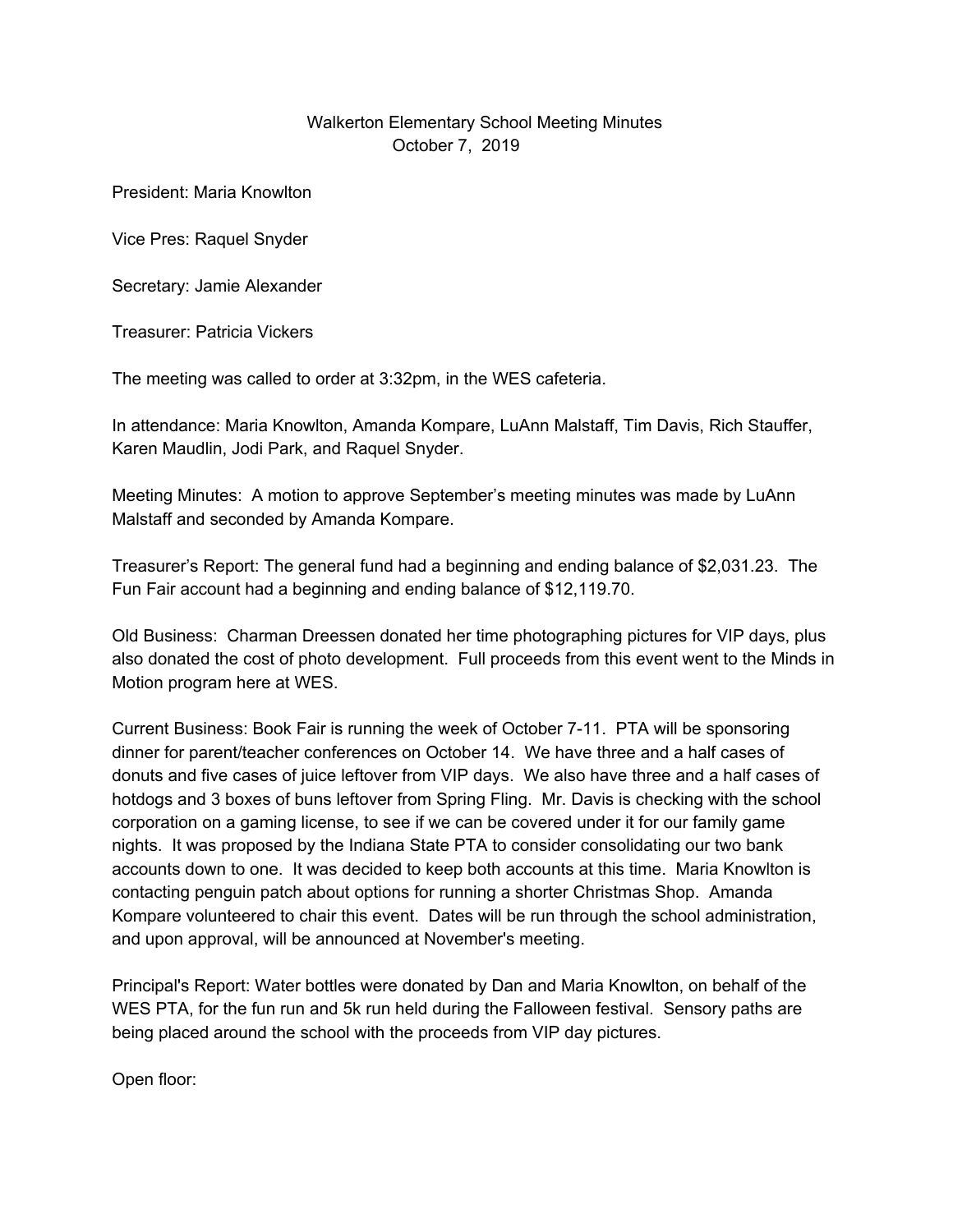# Walkerton Elementary School Meeting Minutes
## October 7, 2019

President: Maria Knowlton

Vice Pres: Raquel Snyder

Secretary: Jamie Alexander

Treasurer: Patricia Vickers

The meeting was called to order at 3:32pm, in the WES cafeteria.

In attendance: Maria Knowlton, Amanda Kompare, LuAnn Malstaff, Tim Davis, Rich Stauffer, Karen Maudlin, Jodi Park, and Raquel Snyder.

Meeting Minutes: A motion to approve September's meeting minutes was made by LuAnn Malstaff and seconded by Amanda Kompare.

Treasurer's Report: The general fund had a beginning and ending balance of $2,031.23. The Fun Fair account had a beginning and ending balance of $12,119.70.

Old Business: Charman Dreessen donated her time photographing pictures for VIP days, plus also donated the cost of photo development. Full proceeds from this event went to the Minds in Motion program here at WES.

Current Business: Book Fair is running the week of October 7-11. PTA will be sponsoring dinner for parent/teacher conferences on October 14. We have three and a half cases of donuts and five cases of juice leftover from VIP days. We also have three and a half cases of hotdogs and 3 boxes of buns leftover from Spring Fling. Mr. Davis is checking with the school corporation on a gaming license, to see if we can be covered under it for our family game nights. It was proposed by the Indiana State PTA to consider consolidating our two bank accounts down to one. It was decided to keep both accounts at this time. Maria Knowlton is contacting penguin patch about options for running a shorter Christmas Shop. Amanda Kompare volunteered to chair this event. Dates will be run through the school administration, and upon approval, will be announced at November's meeting.

Principal's Report: Water bottles were donated by Dan and Maria Knowlton, on behalf of the WES PTA, for the fun run and 5k run held during the Falloween festival. Sensory paths are being placed around the school with the proceeds from VIP day pictures.

Open floor: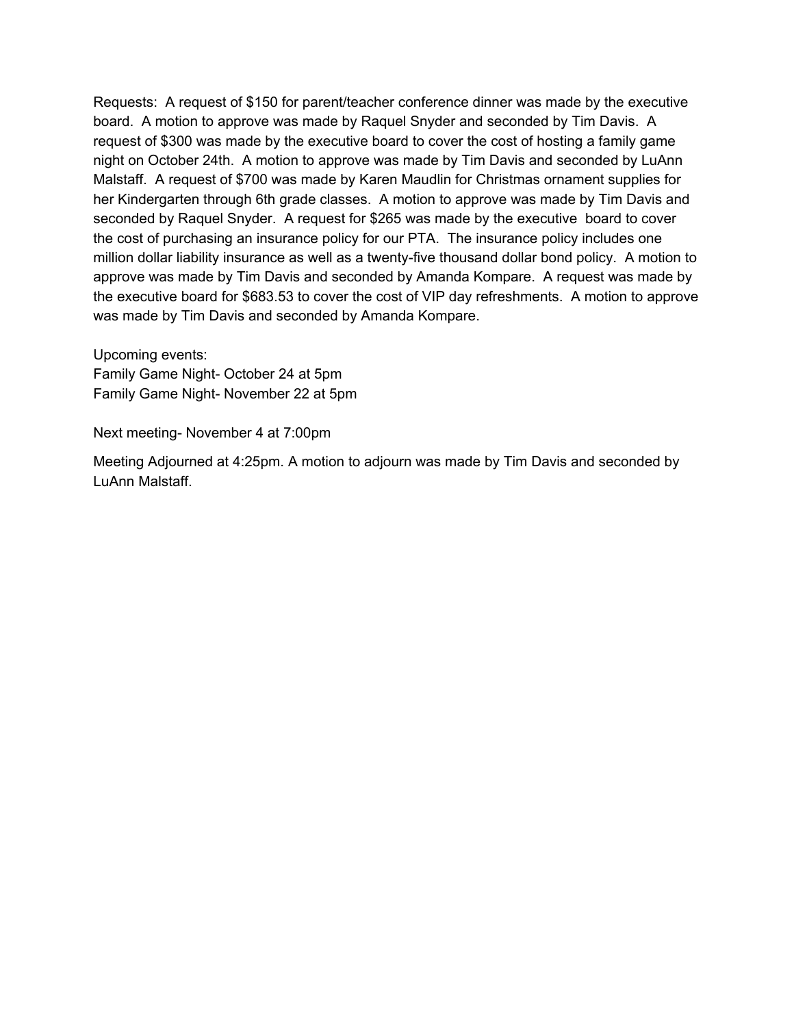Requests: A request of $150 for parent/teacher conference dinner was made by the executive board. A motion to approve was made by Raquel Snyder and seconded by Tim Davis. A request of $300 was made by the executive board to cover the cost of hosting a family game night on October 24th. A motion to approve was made by Tim Davis and seconded by LuAnn Malstaff. A request of $700 was made by Karen Maudlin for Christmas ornament supplies for her Kindergarten through 6th grade classes. A motion to approve was made by Tim Davis and seconded by Raquel Snyder. A request for $265 was made by the executive board to cover the cost of purchasing an insurance policy for our PTA. The insurance policy includes one million dollar liability insurance as well as a twenty-five thousand dollar bond policy. A motion to approve was made by Tim Davis and seconded by Amanda Kompare. A request was made by the executive board for $683.53 to cover the cost of VIP day refreshments. A motion to approve was made by Tim Davis and seconded by Amanda Kompare.

Upcoming events:
Family Game Night- October 24 at 5pm
Family Game Night- November 22 at 5pm

Next meeting- November 4 at 7:00pm

Meeting Adjourned at 4:25pm. A motion to adjourn was made by Tim Davis and seconded by LuAnn Malstaff.